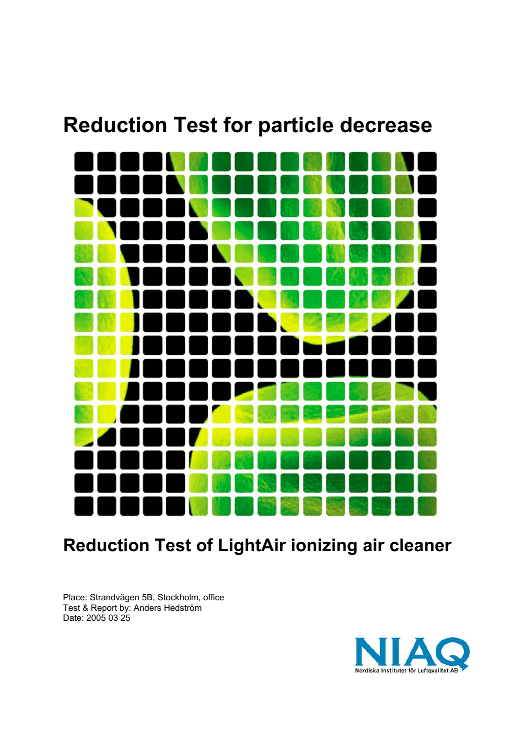# Reduction Test for particle decrease

## Reduction Test of LightAir ionizing air cleaner

Place: Strandvägen 5B, Stockholm, office
Test & Report by: Anders Hedström
Date: 2005 03 25

NIAQ
Nordiska Institutet för Luftqvalitet AB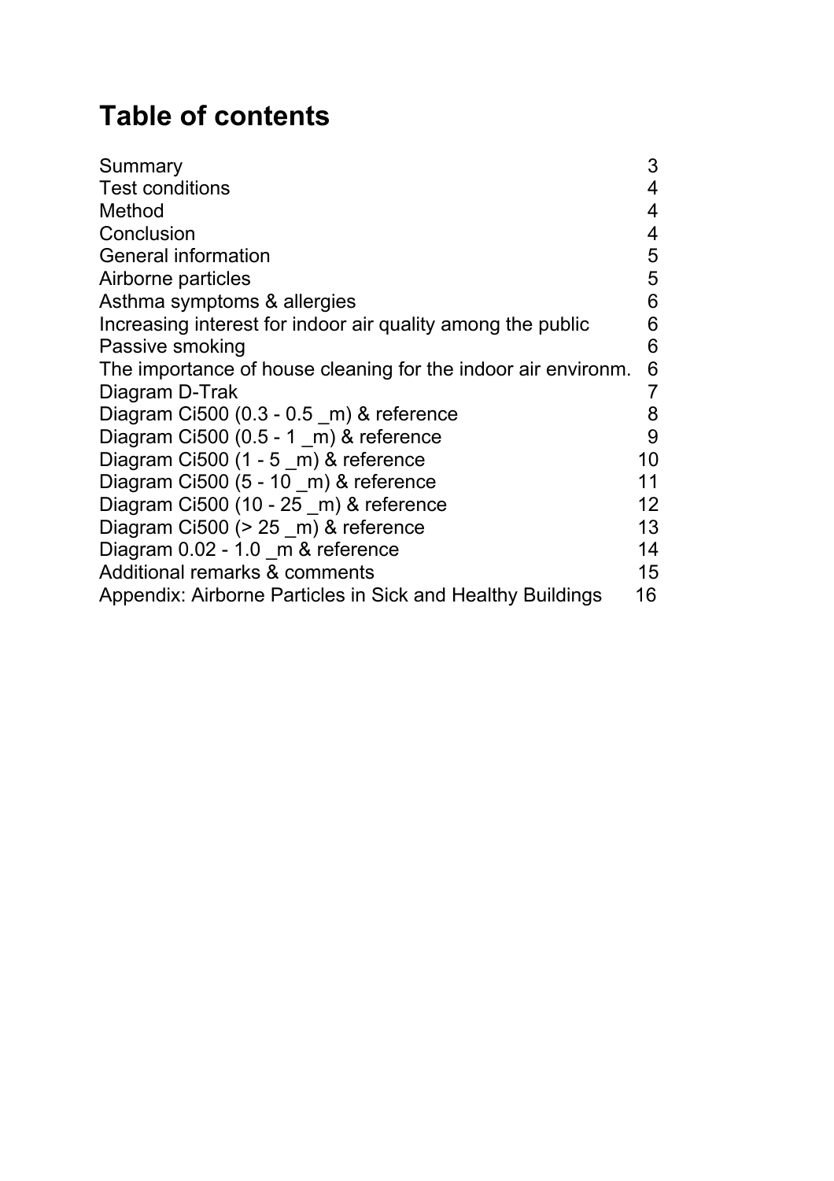# Table of contents

| | |
|---|---|
| Summary | 3 |
| Test conditions | 4 |
| Method | 4 |
| Conclusion | 4 |
| General information | 5 |
| Airborne particles | 5 |
| Asthma symptoms & allergies | 6 |
| Increasing interest for indoor air quality among the public | 6 |
| Passive smoking | 6 |
| The importance of house cleaning for the indoor air environm. | 6 |
| Diagram D-Trak | 7 |
| Diagram Ci500 (0.3 - 0.5 _m) & reference | 8 |
| Diagram Ci500 (0.5 - 1 _m) & reference | 9 |
| Diagram Ci500 (1 - 5 _m) & reference | 10 |
| Diagram Ci500 (5 - 10 _m) & reference | 11 |
| Diagram Ci500 (10 - 25 _m) & reference | 12 |
| Diagram Ci500 (> 25 _m) & reference | 13 |
| Diagram 0.02 - 1.0 _m & reference | 14 |
| Additional remarks & comments | 15 |
| Appendix: Airborne Particles in Sick and Healthy Buildings | 16 |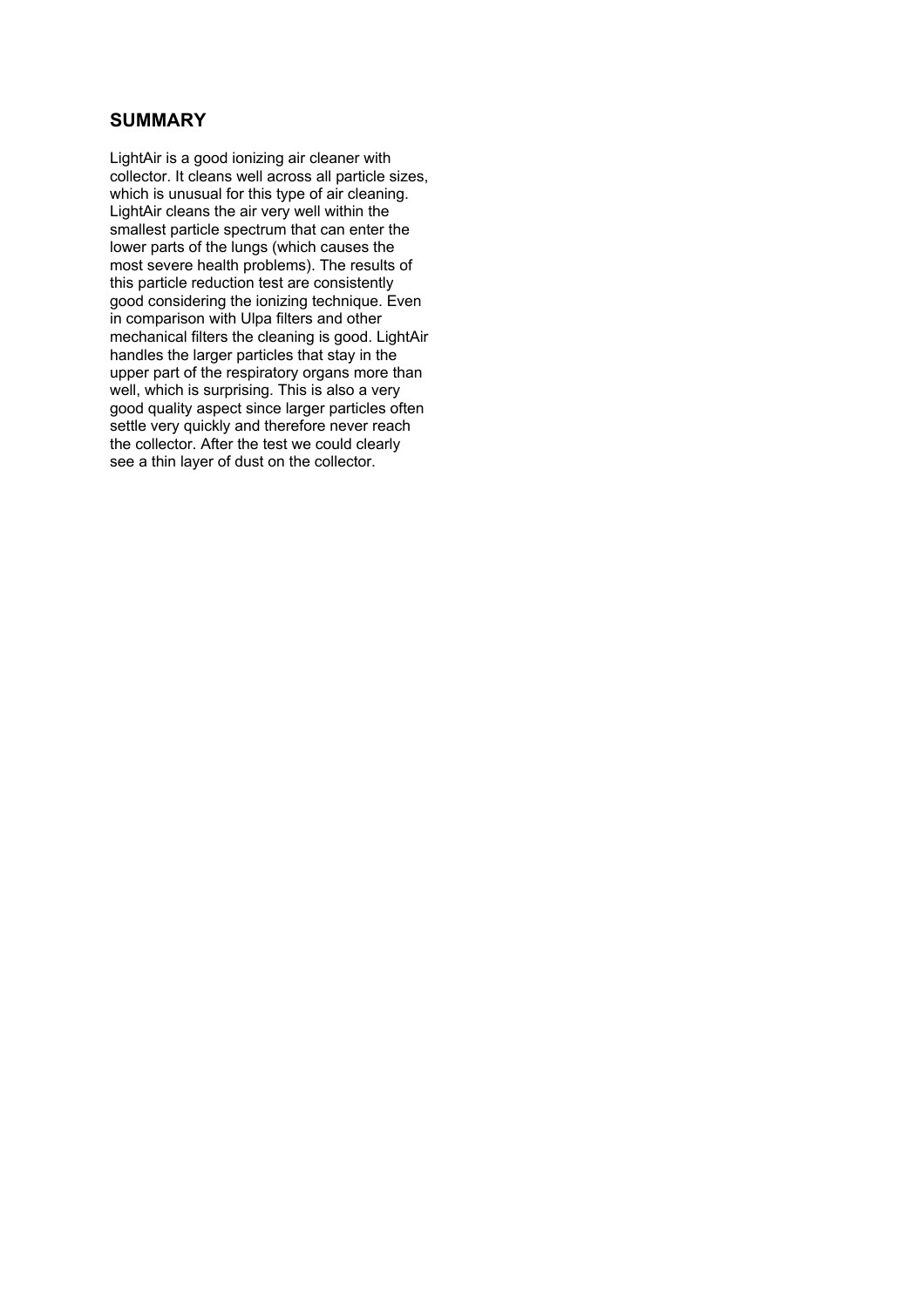## SUMMARY

LightAir is a good ionizing air cleaner with collector. It cleans well across all particle sizes, which is unusual for this type of air cleaning. LightAir cleans the air very well within the smallest particle spectrum that can enter the lower parts of the lungs (which causes the most severe health problems). The results of this particle reduction test are consistently good considering the ionizing technique. Even in comparison with Ulpa filters and other mechanical filters the cleaning is good. LightAir handles the larger particles that stay in the upper part of the respiratory organs more than well, which is surprising. This is also a very good quality aspect since larger particles often settle very quickly and therefore never reach the collector. After the test we could clearly see a thin layer of dust on the collector.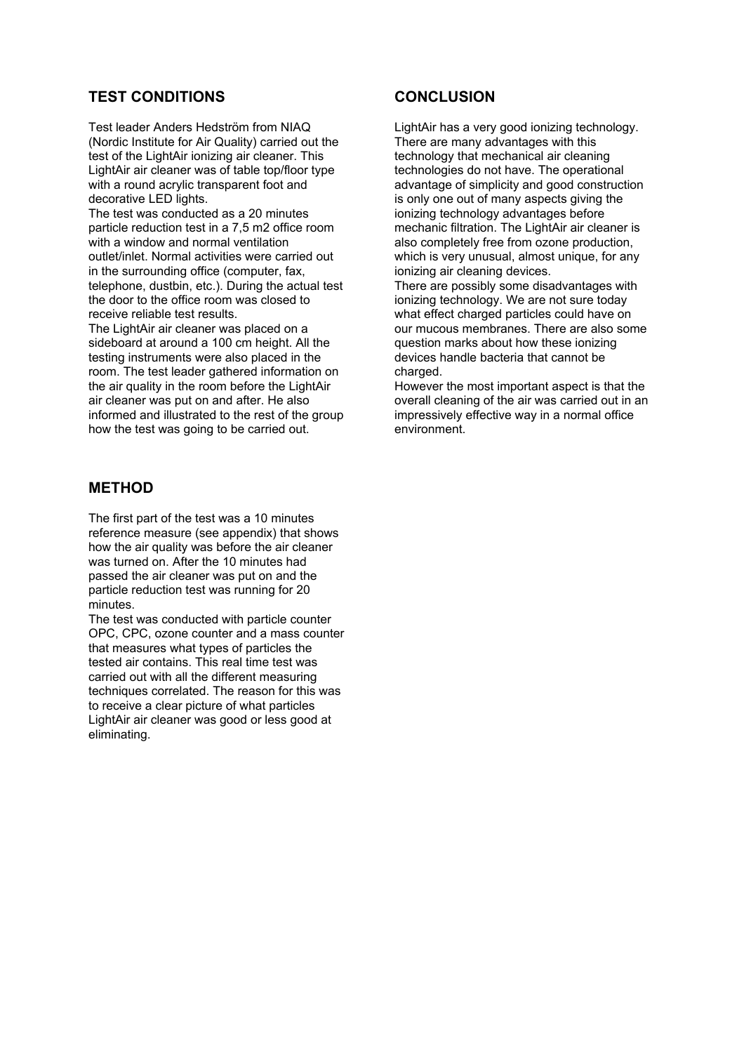## TEST CONDITIONS

Test leader Anders Hedström from NIAQ (Nordic Institute for Air Quality) carried out the test of the LightAir ionizing air cleaner. This LightAir air cleaner was of table top/floor type with a round acrylic transparent foot and decorative LED lights.

The test was conducted as a 20 minutes particle reduction test in a 7,5 m2 office room with a window and normal ventilation outlet/inlet. Normal activities were carried out in the surrounding office (computer, fax, telephone, dustbin, etc.). During the actual test the door to the office room was closed to receive reliable test results.

The LightAir air cleaner was placed on a sideboard at around a 100 cm height. All the testing instruments were also placed in the room. The test leader gathered information on the air quality in the room before the LightAir air cleaner was put on and after. He also informed and illustrated to the rest of the group how the test was going to be carried out.

## METHOD

The first part of the test was a 10 minutes reference measure (see appendix) that shows how the air quality was before the air cleaner was turned on. After the 10 minutes had passed the air cleaner was put on and the particle reduction test was running for 20 minutes.

The test was conducted with particle counter OPC, CPC, ozone counter and a mass counter that measures what types of particles the tested air contains. This real time test was carried out with all the different measuring techniques correlated. The reason for this was to receive a clear picture of what particles LightAir air cleaner was good or less good at eliminating.

## CONCLUSION

LightAir has a very good ionizing technology. There are many advantages with this technology that mechanical air cleaning technologies do not have. The operational advantage of simplicity and good construction is only one out of many aspects giving the ionizing technology advantages before mechanic filtration. The LightAir air cleaner is also completely free from ozone production, which is very unusual, almost unique, for any ionizing air cleaning devices.

There are possibly some disadvantages with ionizing technology. We are not sure today what effect charged particles could have on our mucous membranes. There are also some question marks about how these ionizing devices handle bacteria that cannot be charged.

However the most important aspect is that the overall cleaning of the air was carried out in an impressively effective way in a normal office environment.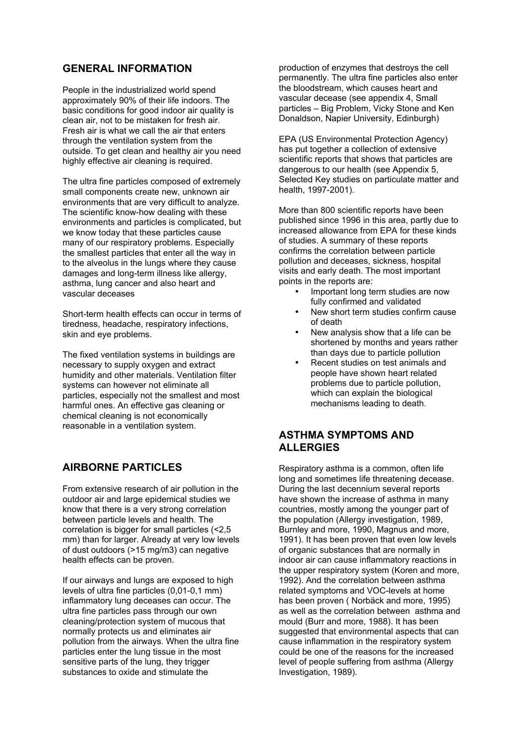## GENERAL INFORMATION

People in the industrialized world spend approximately 90% of their life indoors. The basic conditions for good indoor air quality is clean air, not to be mistaken for fresh air. Fresh air is what we call the air that enters through the ventilation system from the outside. To get clean and healthy air you need highly effective air cleaning is required.

The ultra fine particles composed of extremely small components create new, unknown air environments that are very difficult to analyze. The scientific know-how dealing with these environments and particles is complicated, but we know today that these particles cause many of our respiratory problems. Especially the smallest particles that enter all the way in to the alveolus in the lungs where they cause damages and long-term illness like allergy, asthma, lung cancer and also heart and vascular deceases

Short-term health effects can occur in terms of tiredness, headache, respiratory infections, skin and eye problems.

The fixed ventilation systems in buildings are necessary to supply oxygen and extract humidity and other materials. Ventilation filter systems can however not eliminate all particles, especially not the smallest and most harmful ones. An effective gas cleaning or chemical cleaning is not economically reasonable in a ventilation system.

## AIRBORNE PARTICLES

From extensive research of air pollution in the outdoor air and large epidemical studies we know that there is a very strong correlation between particle levels and health. The correlation is bigger for small particles (<2,5 mm) than for larger. Already at very low levels of dust outdoors (>15 mg/m3) can negative health effects can be proven.

If our airways and lungs are exposed to high levels of ultra fine particles (0,01-0,1 mm) inflammatory lung deceases can occur. The ultra fine particles pass through our own cleaning/protection system of mucous that normally protects us and eliminates air pollution from the airways. When the ultra fine particles enter the lung tissue in the most sensitive parts of the lung, they trigger substances to oxide and stimulate the production of enzymes that destroys the cell permanently. The ultra fine particles also enter the bloodstream, which causes heart and vascular decease (see appendix 4, Small particles – Big Problem, Vicky Stone and Ken Donaldson, Napier University, Edinburgh)

EPA (US Environmental Protection Agency) has put together a collection of extensive scientific reports that shows that particles are dangerous to our health (see Appendix 5, Selected Key studies on particulate matter and health, 1997-2001).

More than 800 scientific reports have been published since 1996 in this area, partly due to increased allowance from EPA for these kinds of studies. A summary of these reports confirms the correlation between particle pollution and deceases, sickness, hospital visits and early death. The most important points in the reports are:

- Important long term studies are now fully confirmed and validated
- New short term studies confirm cause of death
- New analysis show that a life can be shortened by months and years rather than days due to particle pollution
- Recent studies on test animals and people have shown heart related problems due to particle pollution, which can explain the biological mechanisms leading to death.

## ASTHMA SYMPTOMS AND ALLERGIES

Respiratory asthma is a common, often life long and sometimes life threatening decease. During the last decennium several reports have shown the increase of asthma in many countries, mostly among the younger part of the population (Allergy investigation, 1989, Burnley and more, 1990, Magnus and more, 1991). It has been proven that even low levels of organic substances that are normally in indoor air can cause inflammatory reactions in the upper respiratory system (Koren and more, 1992). And the correlation between asthma related symptoms and VOC-levels at home has been proven ( Norbäck and more, 1995) as well as the correlation between asthma and mould (Burr and more, 1988). It has been suggested that environmental aspects that can cause inflammation in the respiratory system could be one of the reasons for the increased level of people suffering from asthma (Allergy Investigation, 1989).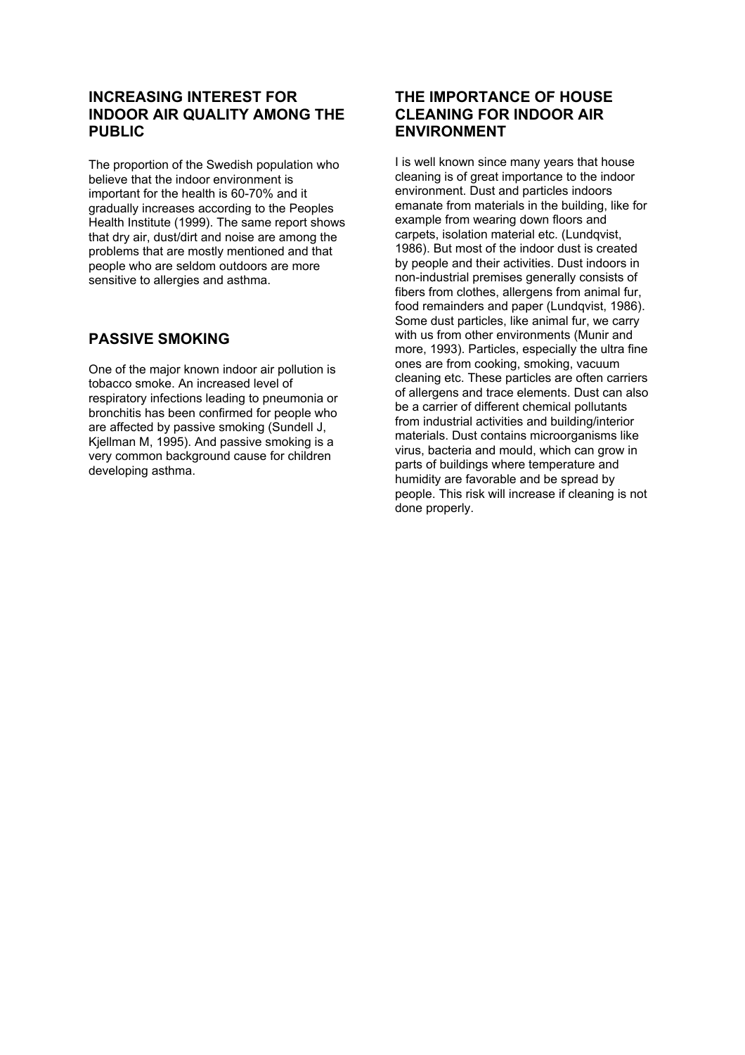## INCREASING INTEREST FOR INDOOR AIR QUALITY AMONG THE PUBLIC

The proportion of the Swedish population who believe that the indoor environment is important for the health is 60-70% and it gradually increases according to the Peoples Health Institute (1999). The same report shows that dry air, dust/dirt and noise are among the problems that are mostly mentioned and that people who are seldom outdoors are more sensitive to allergies and asthma.

## PASSIVE SMOKING

One of the major known indoor air pollution is tobacco smoke. An increased level of respiratory infections leading to pneumonia or bronchitis has been confirmed for people who are affected by passive smoking (Sundell J, Kjellman M, 1995). And passive smoking is a very common background cause for children developing asthma.

## THE IMPORTANCE OF HOUSE CLEANING FOR INDOOR AIR ENVIRONMENT

I is well known since many years that house cleaning is of great importance to the indoor environment. Dust and particles indoors emanate from materials in the building, like for example from wearing down floors and carpets, isolation material etc. (Lundqvist, 1986). But most of the indoor dust is created by people and their activities. Dust indoors in non-industrial premises generally consists of fibers from clothes, allergens from animal fur, food remainders and paper (Lundqvist, 1986). Some dust particles, like animal fur, we carry with us from other environments (Munir and more, 1993). Particles, especially the ultra fine ones are from cooking, smoking, vacuum cleaning etc. These particles are often carriers of allergens and trace elements. Dust can also be a carrier of different chemical pollutants from industrial activities and building/interior materials. Dust contains microorganisms like virus, bacteria and mould, which can grow in parts of buildings where temperature and humidity are favorable and be spread by people. This risk will increase if cleaning is not done properly.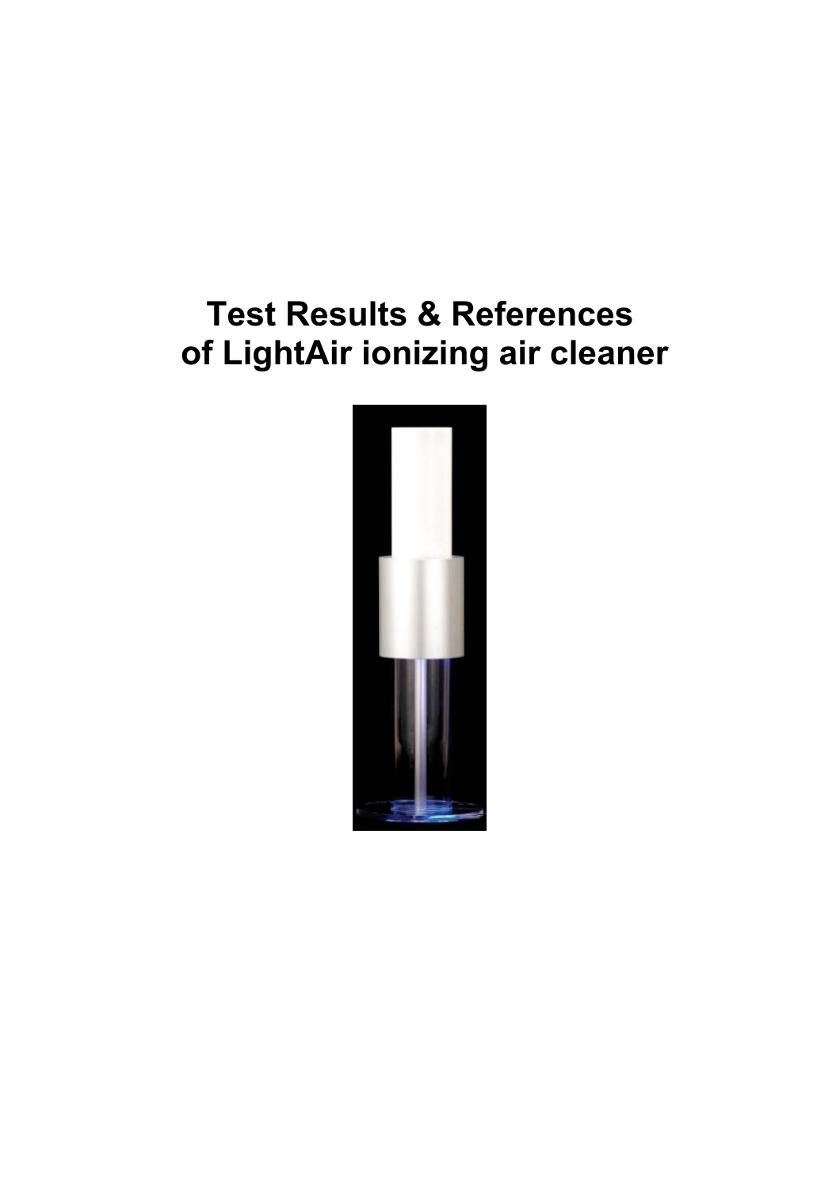# Test Results & References of LightAir ionizing air cleaner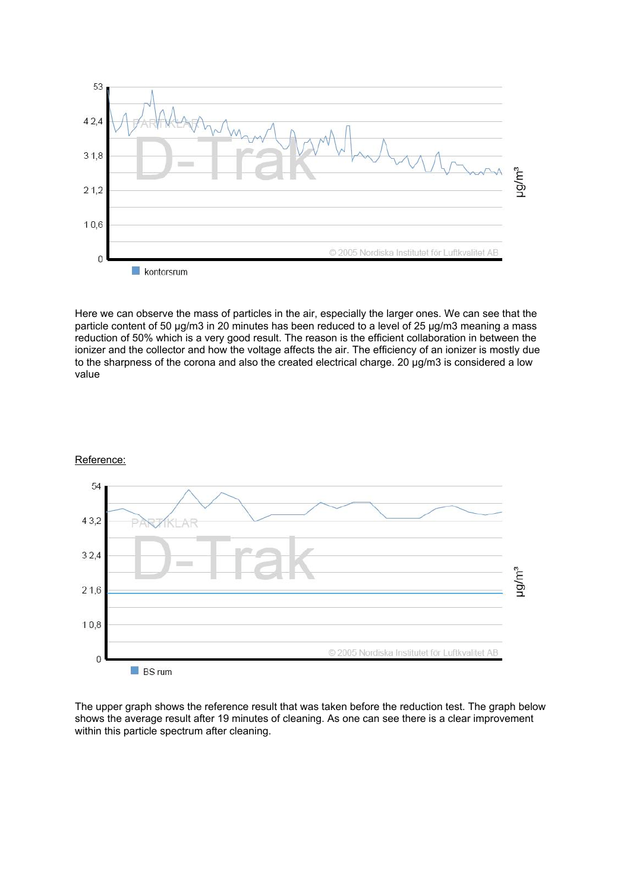Here we can observe the mass of particles in the air, especially the larger ones. We can see that the particle content of 50 µg/m3 in 20 minutes has been reduced to a level of 25 µg/m3 meaning a mass reduction of 50% which is a very good result. The reason is the efficient collaboration in between the ionizer and the collector and how the voltage affects the air. The efficiency of an ionizer is mostly due to the sharpness of the corona and also the created electrical charge. 20 µg/m3 is considered a low value

Reference:

The upper graph shows the reference result that was taken before the reduction test. The graph below shows the average result after 19 minutes of cleaning. As one can see there is a clear improvement within this particle spectrum after cleaning.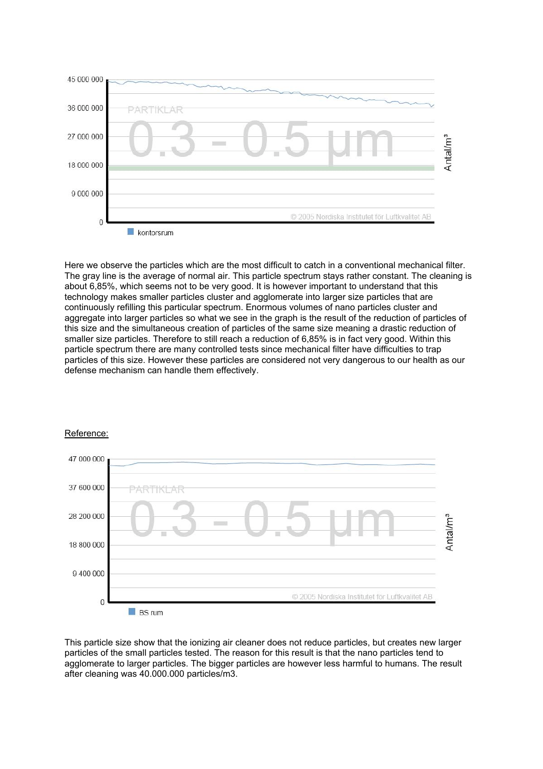Here we observe the particles which are the most difficult to catch in a conventional mechanical filter. The gray line is the average of normal air. This particle spectrum stays rather constant. The cleaning is about 6,85%, which seems not to be very good. It is however important to understand that this technology makes smaller particles cluster and agglomerate into larger size particles that are continuously refilling this particular spectrum. Enormous volumes of nano particles cluster and aggregate into larger particles so what we see in the graph is the result of the reduction of particles of this size and the simultaneous creation of particles of the same size meaning a drastic reduction of smaller size particles. Therefore to still reach a reduction of 6,85% is in fact very good. Within this particle spectrum there are many controlled tests since mechanical filter have difficulties to trap particles of this size. However these particles are considered not very dangerous to our health as our defense mechanism can handle them effectively.

<u>Reference:</u>

This particle size show that the ionizing air cleaner does not reduce particles, but creates new larger particles of the small particles tested. The reason for this result is that the nano particles tend to agglomerate to larger particles. The bigger particles are however less harmful to humans. The result after cleaning was 40.000.000 particles/m3.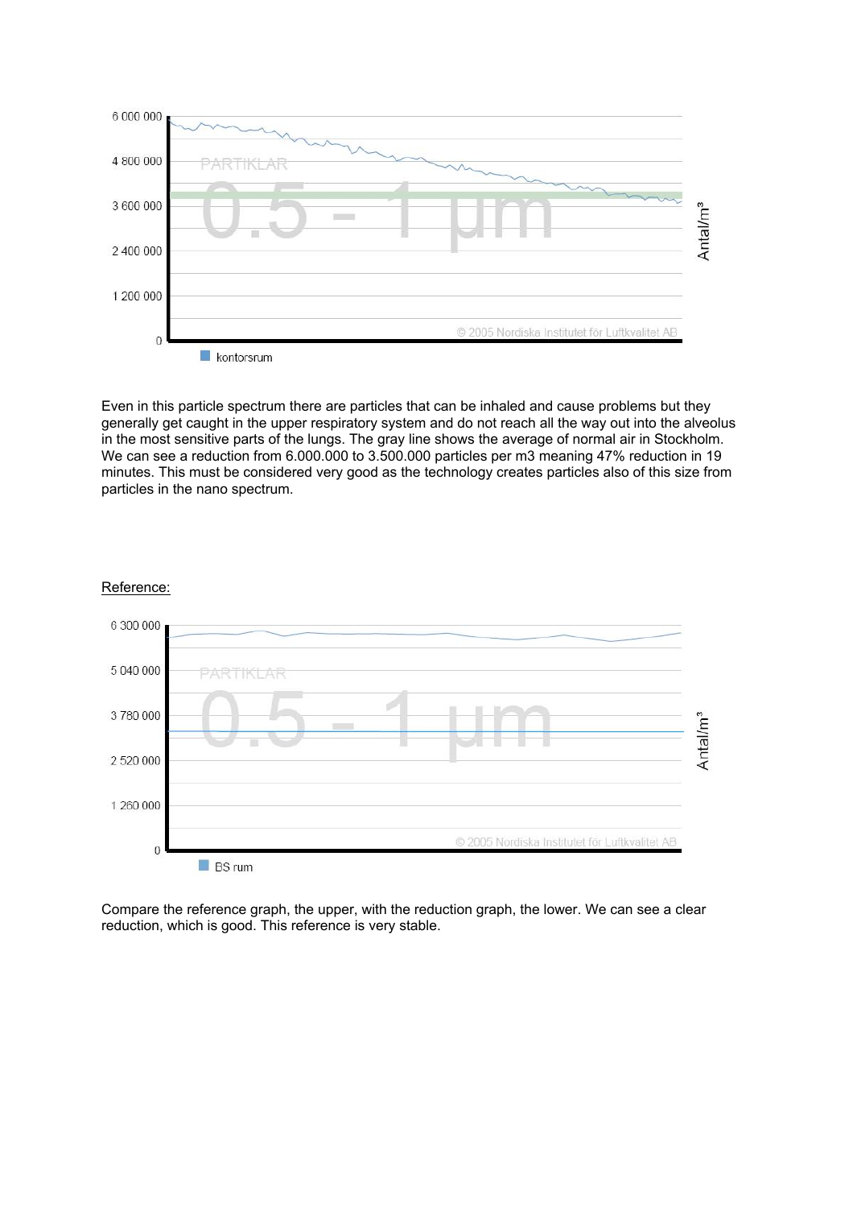Even in this particle spectrum there are particles that can be inhaled and cause problems but they generally get caught in the upper respiratory system and do not reach all the way out into the alveolus in the most sensitive parts of the lungs. The gray line shows the average of normal air in Stockholm. We can see a reduction from 6.000.000 to 3.500.000 particles per m3 meaning 47% reduction in 19 minutes. This must be considered very good as the technology creates particles also of this size from particles in the nano spectrum.

Reference:

Compare the reference graph, the upper, with the reduction graph, the lower. We can see a clear reduction, which is good. This reference is very stable.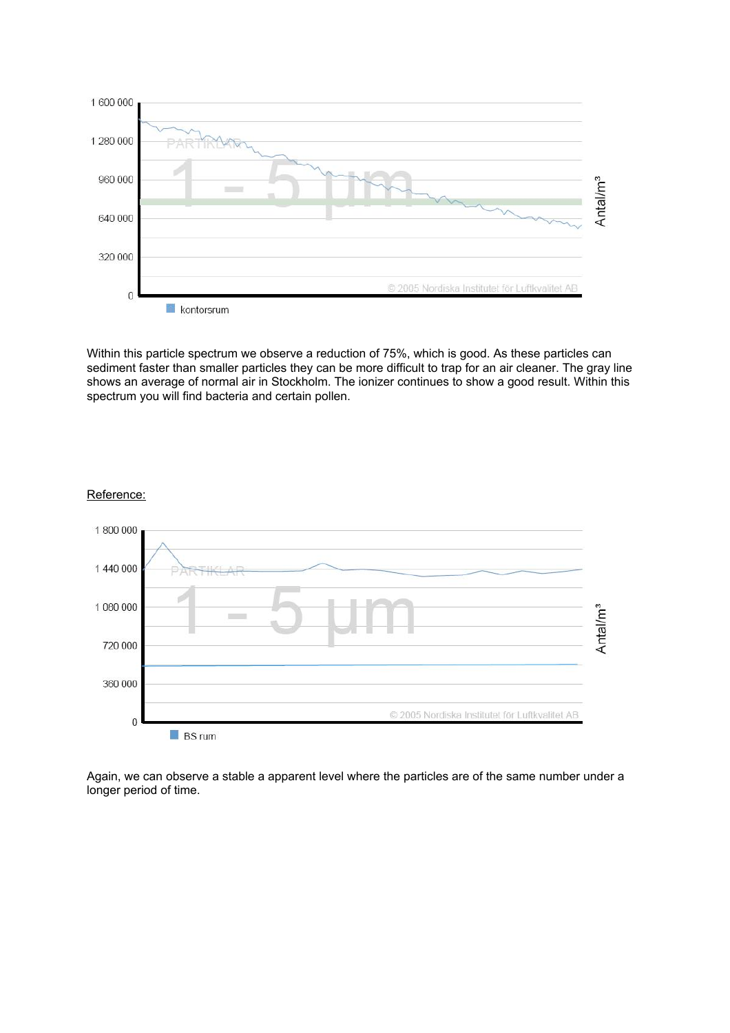Within this particle spectrum we observe a reduction of 75%, which is good. As these particles can sediment faster than smaller particles they can be more difficult to trap for an air cleaner. The gray line shows an average of normal air in Stockholm. The ionizer continues to show a good result. Within this spectrum you will find bacteria and certain pollen.

Reference:

Again, we can observe a stable a apparent level where the particles are of the same number under a longer period of time.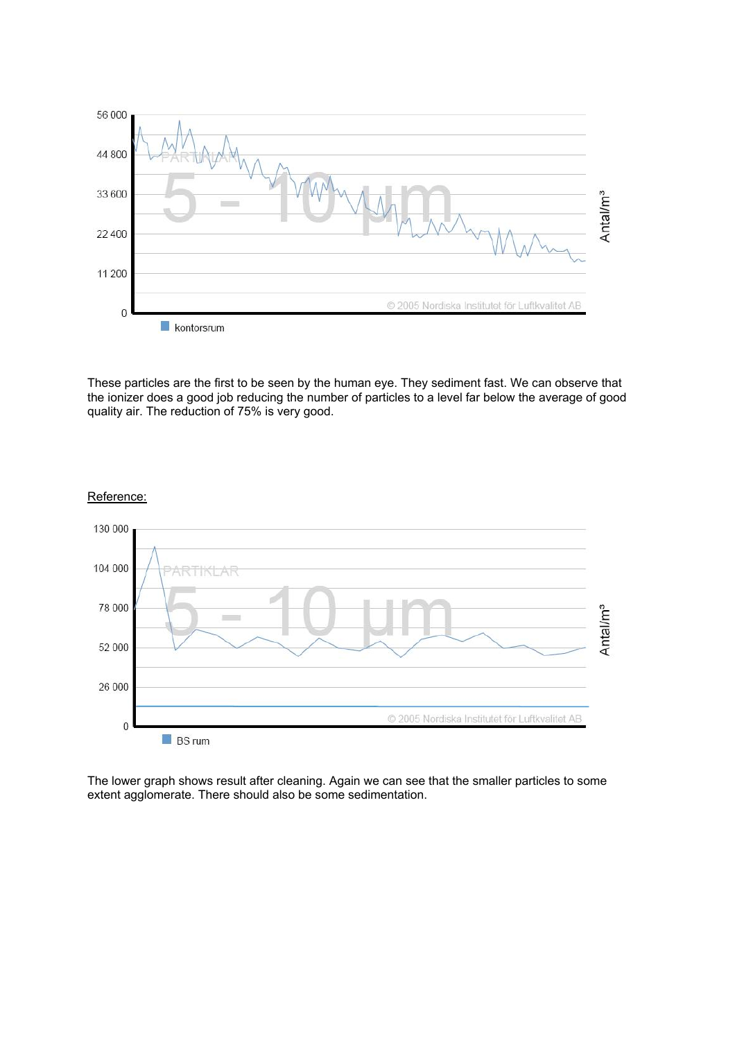These particles are the first to be seen by the human eye. They sediment fast. We can observe that the ionizer does a good job reducing the number of particles to a level far below the average of good quality air. The reduction of 75% is very good.

<u>Reference:</u>

The lower graph shows result after cleaning. Again we can see that the smaller particles to some extent agglomerate. There should also be some sedimentation.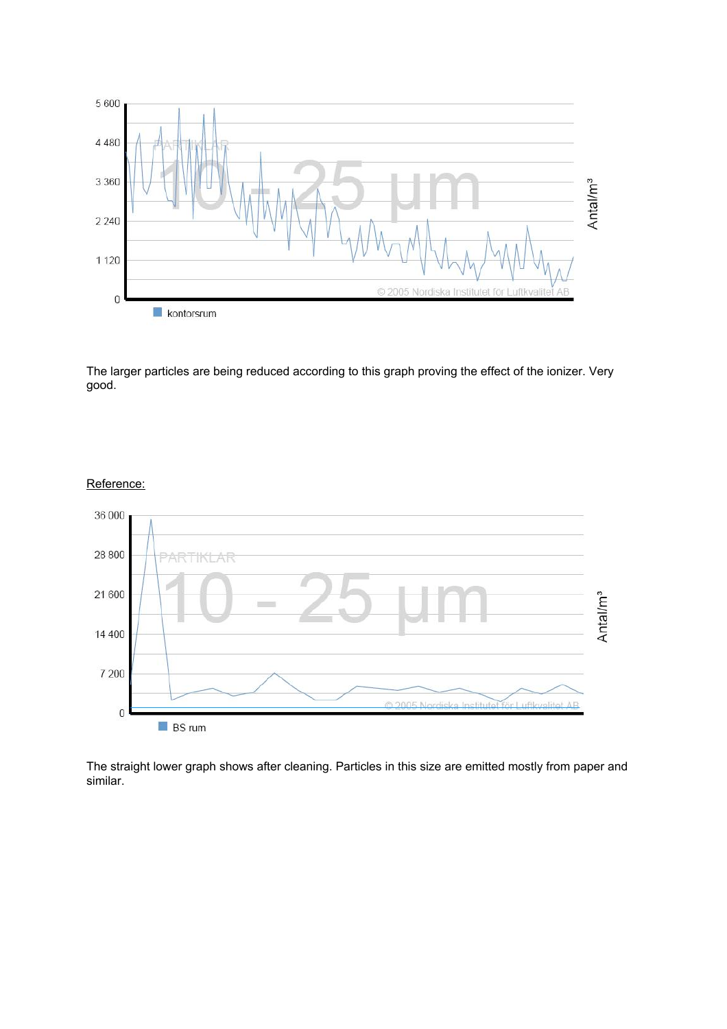The larger particles are being reduced according to this graph proving the effect of the ionizer. Very good.

Reference:

The straight lower graph shows after cleaning. Particles in this size are emitted mostly from paper and similar.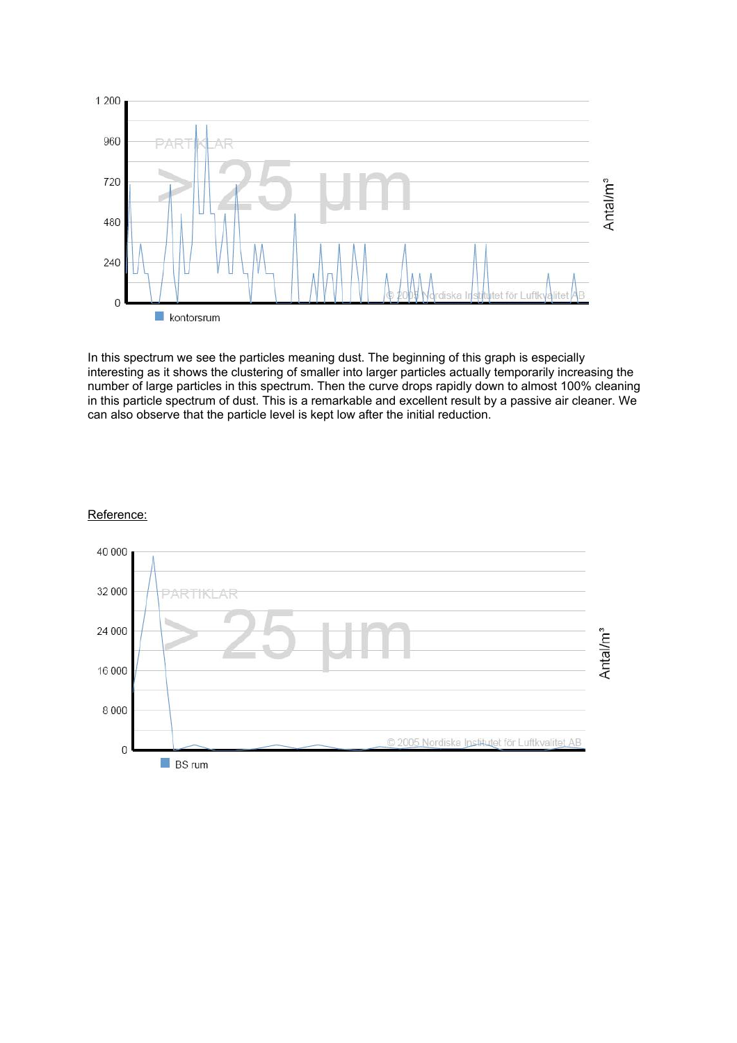In this spectrum we see the particles meaning dust. The beginning of this graph is especially interesting as it shows the clustering of smaller into larger particles actually temporarily increasing the number of large particles in this spectrum. Then the curve drops rapidly down to almost 100% cleaning in this particle spectrum of dust. This is a remarkable and excellent result by a passive air cleaner. We can also observe that the particle level is kept low after the initial reduction.

Reference: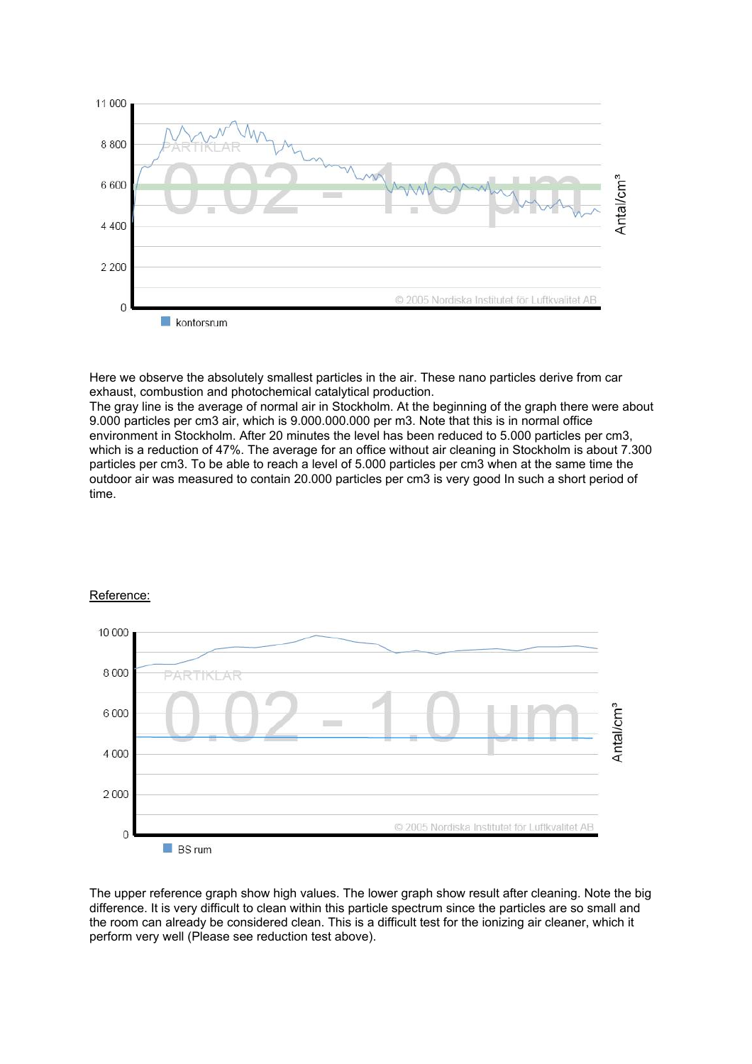Here we observe the absolutely smallest particles in the air. These nano particles derive from car exhaust, combustion and photochemical catalytical production.
The gray line is the average of normal air in Stockholm. At the beginning of the graph there were about 9.000 particles per cm3 air, which is 9.000.000.000 per m3. Note that this is in normal office environment in Stockholm. After 20 minutes the level has been reduced to 5.000 particles per cm3, which is a reduction of 47%. The average for an office without air cleaning in Stockholm is about 7.300 particles per cm3. To be able to reach a level of 5.000 particles per cm3 when at the same time the outdoor air was measured to contain 20.000 particles per cm3 is very good In such a short period of time.

Reference:

The upper reference graph show high values. The lower graph show result after cleaning. Note the big difference. It is very difficult to clean within this particle spectrum since the particles are so small and the room can already be considered clean. This is a difficult test for the ionizing air cleaner, which it perform very well (Please see reduction test above).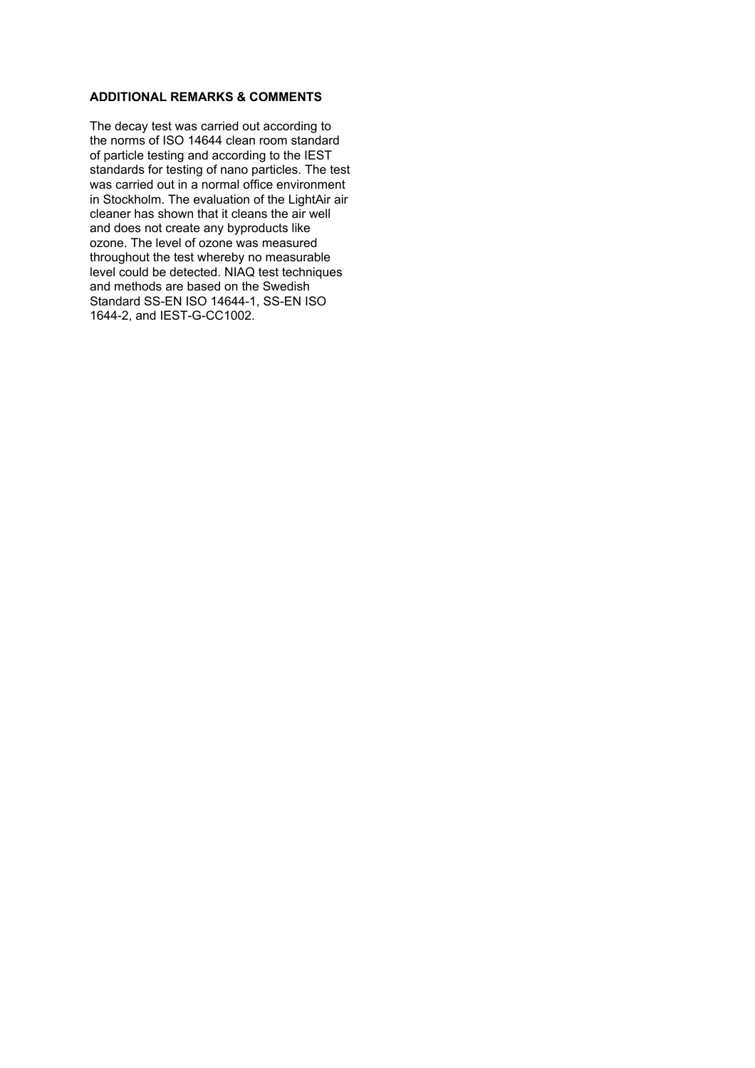**ADDITIONAL REMARKS & COMMENTS**

The decay test was carried out according to the norms of ISO 14644 clean room standard of particle testing and according to the IEST standards for testing of nano particles. The test was carried out in a normal office environment in Stockholm. The evaluation of the LightAir air cleaner has shown that it cleans the air well and does not create any byproducts like ozone. The level of ozone was measured throughout the test whereby no measurable level could be detected. NIAQ test techniques and methods are based on the Swedish Standard SS-EN ISO 14644-1, SS-EN ISO 1644-2, and IEST-G-CC1002.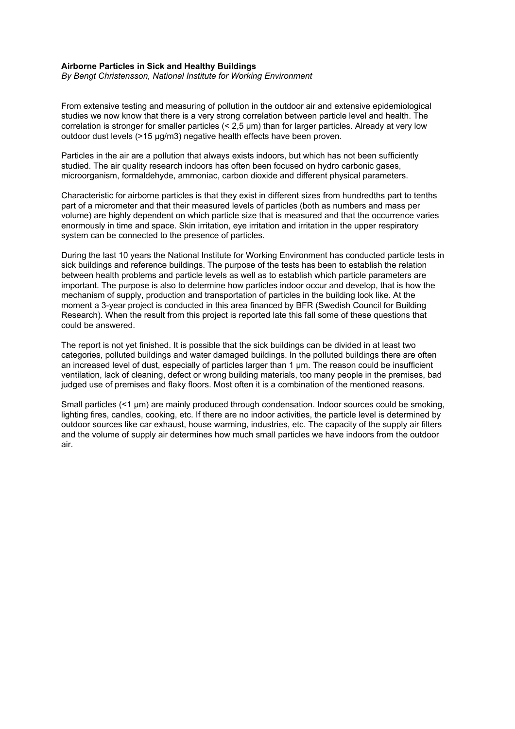**Airborne Particles in Sick and Healthy Buildings**

*By Bengt Christensson, National Institute for Working Environment*

From extensive testing and measuring of pollution in the outdoor air and extensive epidemiological studies we now know that there is a very strong correlation between particle level and health. The correlation is stronger for smaller particles (< 2,5 µm) than for larger particles. Already at very low outdoor dust levels (>15 µg/m3) negative health effects have been proven.

Particles in the air are a pollution that always exists indoors, but which has not been sufficiently studied. The air quality research indoors has often been focused on hydro carbonic gases, microorganism, formaldehyde, ammoniac, carbon dioxide and different physical parameters.

Characteristic for airborne particles is that they exist in different sizes from hundredths part to tenths part of a micrometer and that their measured levels of particles (both as numbers and mass per volume) are highly dependent on which particle size that is measured and that the occurrence varies enormously in time and space. Skin irritation, eye irritation and irritation in the upper respiratory system can be connected to the presence of particles.

During the last 10 years the National Institute for Working Environment has conducted particle tests in sick buildings and reference buildings. The purpose of the tests has been to establish the relation between health problems and particle levels as well as to establish which particle parameters are important. The purpose is also to determine how particles indoor occur and develop, that is how the mechanism of supply, production and transportation of particles in the building look like. At the moment a 3-year project is conducted in this area financed by BFR (Swedish Council for Building Research). When the result from this project is reported late this fall some of these questions that could be answered.

The report is not yet finished. It is possible that the sick buildings can be divided in at least two categories, polluted buildings and water damaged buildings. In the polluted buildings there are often an increased level of dust, especially of particles larger than 1 µm. The reason could be insufficient ventilation, lack of cleaning, defect or wrong building materials, too many people in the premises, bad judged use of premises and flaky floors. Most often it is a combination of the mentioned reasons.

Small particles (<1 µm) are mainly produced through condensation. Indoor sources could be smoking, lighting fires, candles, cooking, etc. If there are no indoor activities, the particle level is determined by outdoor sources like car exhaust, house warming, industries, etc. The capacity of the supply air filters and the volume of supply air determines how much small particles we have indoors from the outdoor air.